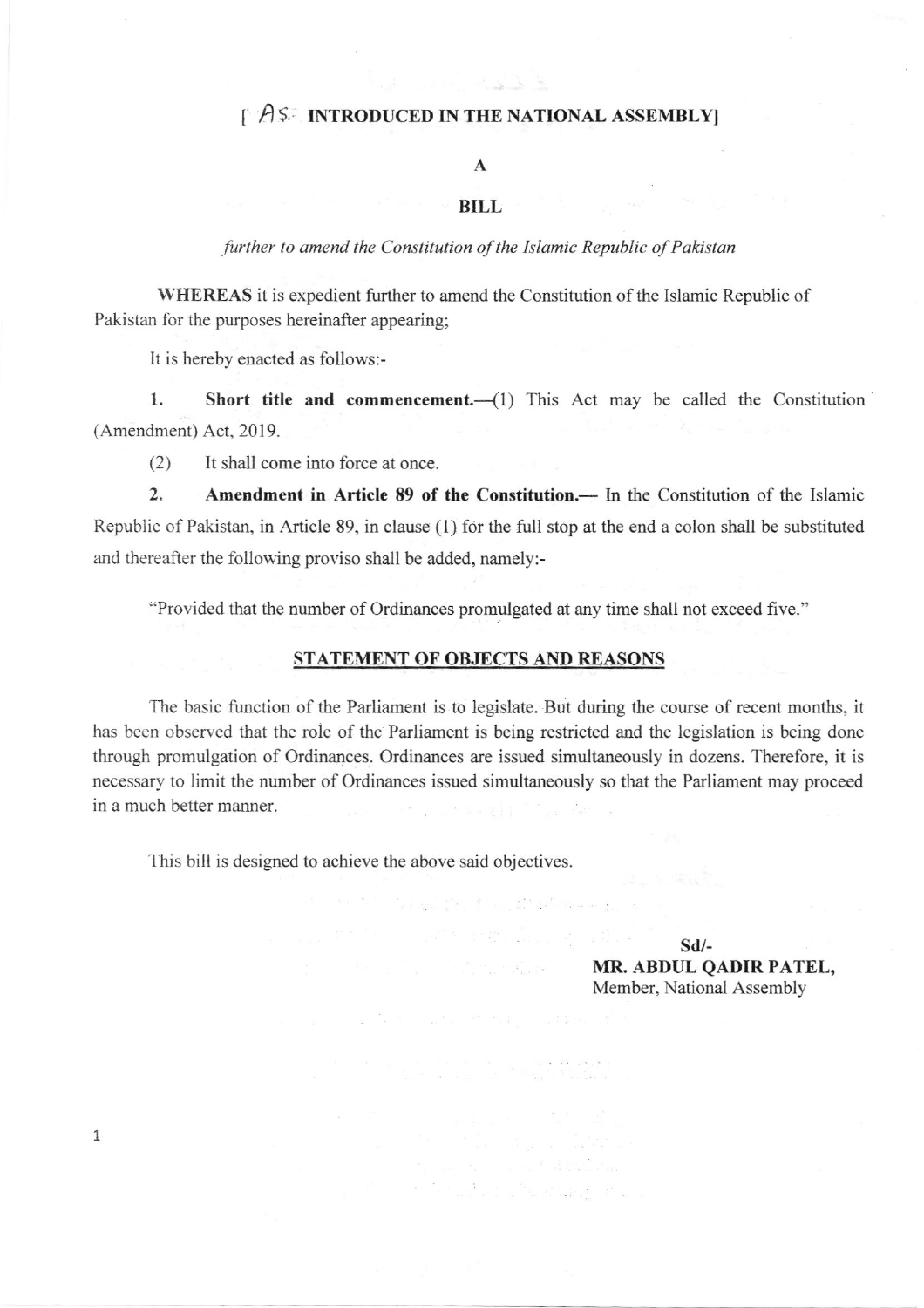[ AS INTRODUCED IN THE NATIONAL ASSEMBLY]

# A

# BILL

*further to amend the Constitution of the Islamic Republic of Pakistan*

**WHEREAS** it is expedient further to amend the Constitution of the Islamic Republic of Pakistan for the purposes hereinafter appearing;

It is hereby enacted as follows:-

1. **Short title and commencement.**—(1) This Act may be called the Constitution (Amendment) Act, 2019.

   (2) It shall come into force at once.

2. **Amendment in Article 89 of the Constitution.**— In the Constitution of the Islamic Republic of Pakistan, in Article 89, in clause (1) for the full stop at the end a colon shall be substituted and thereafter the following proviso shall be added, namely:-

"Provided that the number of Ordinances promulgated at any time shall not exceed five."

## STATEMENT OF OBJECTS AND REASONS

The basic function of the Parliament is to legislate. But during the course of recent months, it has been observed that the role of the Parliament is being restricted and the legislation is being done through promulgation of Ordinances. Ordinances are issued simultaneously in dozens. Therefore, it is necessary to limit the number of Ordinances issued simultaneously so that the Parliament may proceed in a much better manner.

This bill is designed to achieve the above said objectives.

Sd/-
**MR. ABDUL QADIR PATEL,**
Member, National Assembly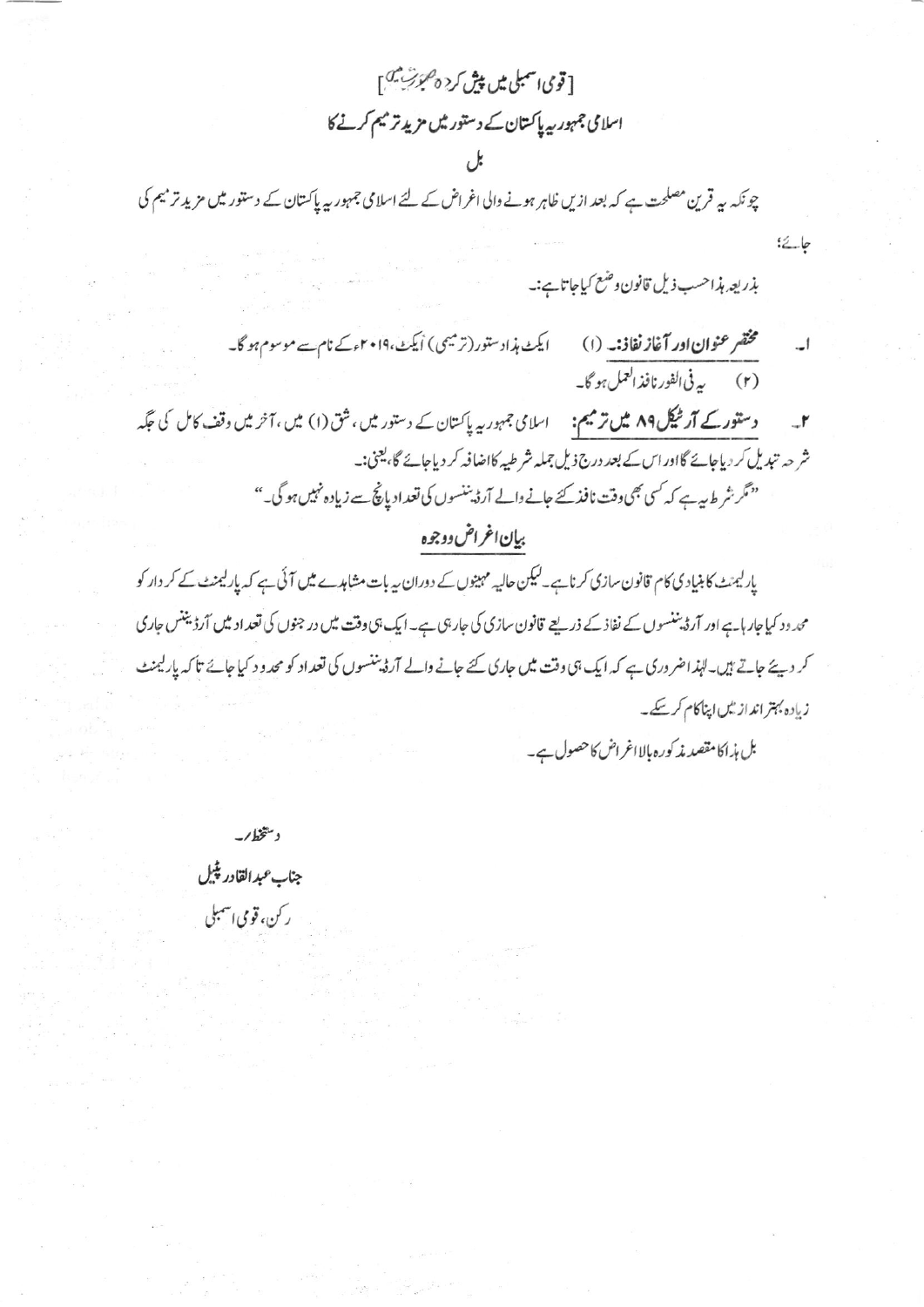[قومی اسمبلی میں پیش کردہ صورت میں]

## اسلامی جمہوریہ پاکستان کے دستور میں مزید ترمیم کرنے کا

## بل

چونکہ یہ قرین مصلحت ہے کہ بعد ازیں ظاہر ہونے والی اغراض کے لئے اسلامی جمہوریہ پاکستان کے دستور میں مزید ترمیم کی جائے؛

بذریعہ ہذا حسب ذیل قانون وضع کیا جاتا ہے:۔

۱۔ **مختصر عنوان اور آغاز نفاذ:۔** (۱) ایکٹ ہذا دستور (ترمیمی) ایکٹ، ۲۰۱۹ء کے نام سے موسوم ہوگا۔

(۲) یہ فی الفور نافذ العمل ہوگا۔

۲۔ **دستور کے آرٹیکل ۸۹ میں ترمیم:** اسلامی جمہوریہ پاکستان کے دستور میں، شق (۱) میں، آخر میں وقف کامل کی جگہ شرحہ تبدیل کر دیا جائے گا اور اس کے بعد درج ذیل جملہ شرطیہ کا اضافہ کر دیا جائے گا، یعنی:۔

"مگر شرط یہ ہے کہ کسی بھی وقت نافذ کئے جانے والے آرڈیننسوں کی تعداد پانچ سے زیادہ نہیں ہوگی۔"

## بیان اغراض و وجوہ

پارلیمنٹ کا بنیادی کام قانون سازی کرنا ہے۔ لیکن حالیہ مہینوں کے دوران یہ بات مشاہدے میں آئی ہے کہ پارلیمنٹ کے کردار کو محدود کیا جارہا ہے اور آرڈیننسوں کے نفاذ کے ذریعے قانون سازی کی جارہی ہے۔ ایک ہی وقت میں درجنوں کی تعداد میں آرڈیننس جاری کر دیئے جاتے ہیں۔ لہٰذا ضروری ہے کہ ایک ہی وقت میں جاری کئے جانے والے آرڈیننسوں کی تعداد کو محدود کیا جائے تاکہ پارلیمنٹ زیادہ بہتر انداز میں اپنا کام کر سکے۔

بل ہذا کا مقصد مذکورہ بالا اغراض کا حصول ہے۔

دستخط۔

جناب عبدالقادر پٹیل

رکن، قومی اسمبلی